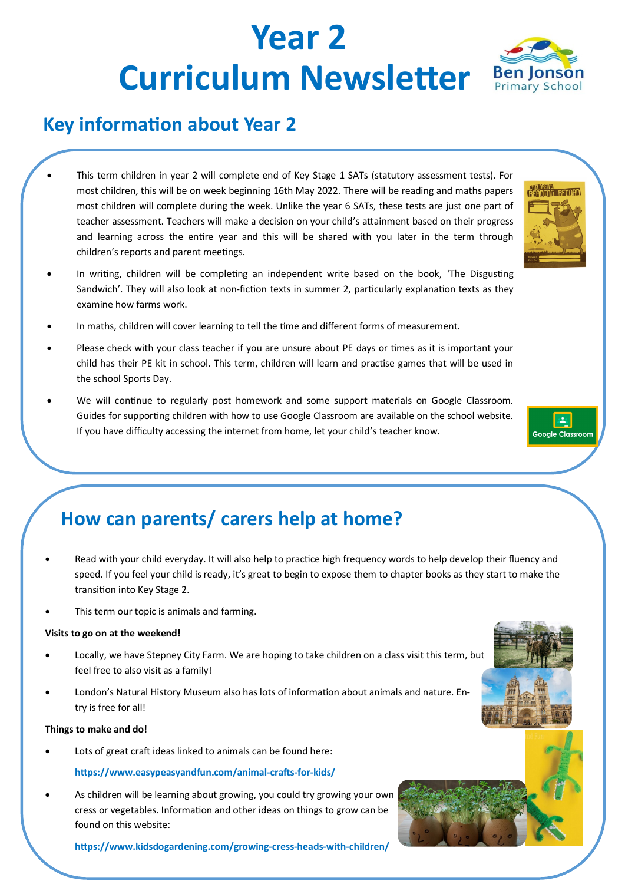# Year 2 Curriculum Newsletter

Ben Jonson Primary School

## Key information about Year 2

- This term children in year 2 will complete end of Key Stage 1 SATs (statutory assessment tests). For most children, this will be on week beginning 16th May 2022. There will be reading and maths papers most children will complete during the week. Unlike the year 6 SATs, these tests are just one part of teacher assessment. Teachers will make a decision on your child's attainment based on their progress and learning across the entire year and this will be shared with you later in the term through children's reports and parent meetings.
- In writing, children will be completing an independent write based on the book, 'The Disgusting Sandwich'. They will also look at non-fiction texts in summer 2, particularly explanation texts as they examine how farms work.
- In maths, children will cover learning to tell the time and different forms of measurement.
- Please check with your class teacher if you are unsure about PE days or times as it is important your child has their PE kit in school. This term, children will learn and practise games that will be used in the school Sports Day.
- We will continue to regularly post homework and some support materials on Google Classroom. Guides for supporting children with how to use Google Classroom are available on the school website. If you have difficulty accessing the internet from home, let your child's teacher know.

## How can parents/ carers help at home?

- Read with your child everyday. It will also help to practice high frequency words to help develop their fluency and speed. If you feel your child is ready, it's great to begin to expose them to chapter books as they start to make the transition into Key Stage 2.
- This term our topic is animals and farming.

**Visits to go on at the weekend!**

- Locally, we have Stepney City Farm. We are hoping to take children on a class visit this term, but feel free to also visit as a family!
- London's Natural History Museum also has lots of information about animals and nature. Entry is free for all!

**Things to make and do!**

- Lots of great craft ideas linked to animals can be found here:

  **https://www.easypeasyandfun.com/animal-crafts-for-kids/**

- As children will be learning about growing, you could try growing your own cress or vegetables. Information and other ideas on things to grow can be found on this website:

  **https://www.kidsdogardening.com/growing-cress-heads-with-children/**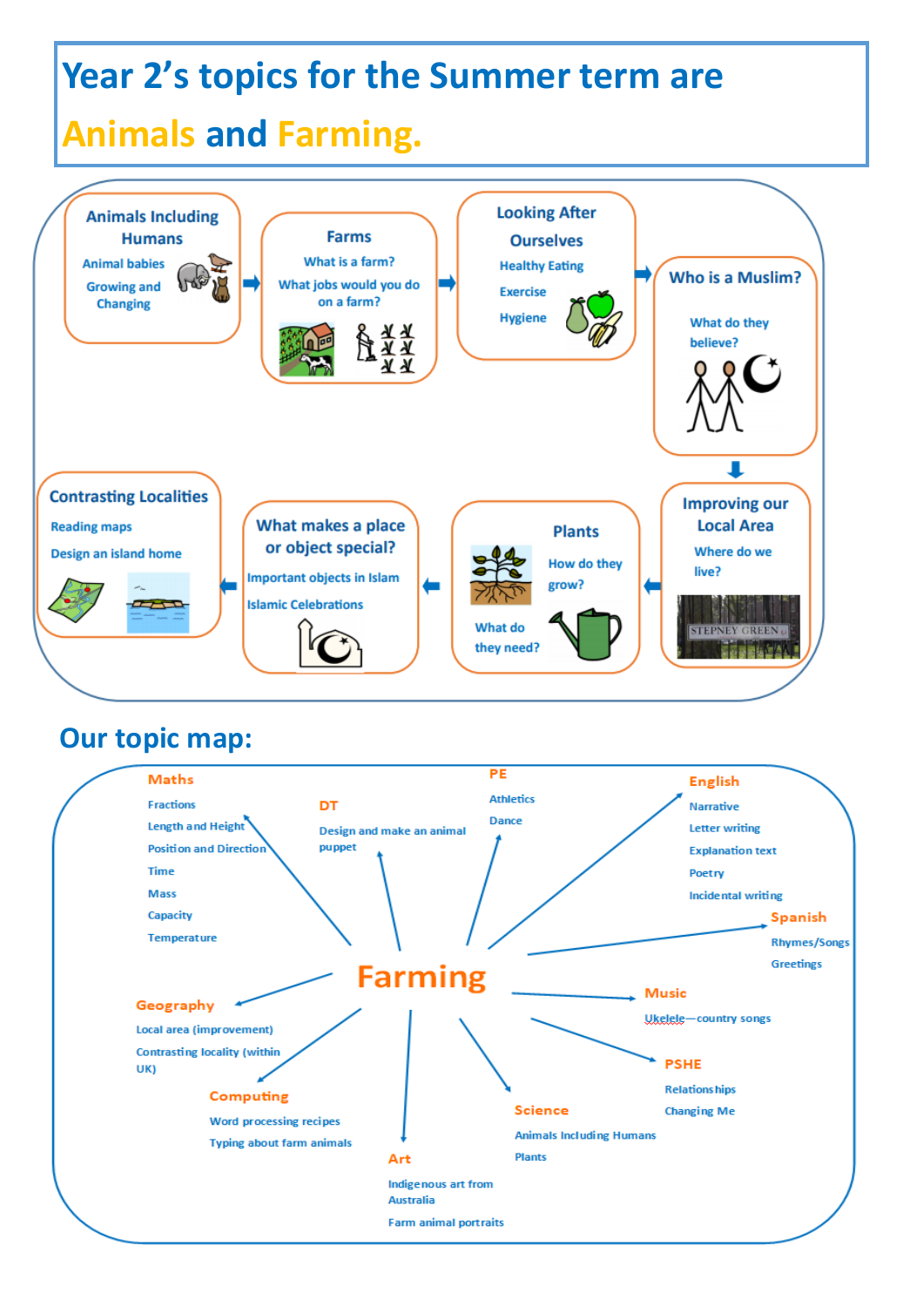# Year 2's topics for the Summer term are Animals and Farming.

**Animals Including Humans**
- Animal babies
- Growing and Changing

**Farms**
- What is a farm?
- What jobs would you do on a farm?

**Looking After Ourselves**
- Healthy Eating
- Exercise
- Hygiene

**Who is a Muslim?**
- What do they believe?

**Improving our Local Area**
- Where do we live?

STEPNEY GREEN

**Plants**
- How do they grow?
- What do they need?

**What makes a place or object special?**
- Important objects in Islam
- Islamic Celebrations

**Contrasting Localities**
- Reading maps
- Design an island home

## Our topic map:

# Farming

**Maths**
- Fractions
- Length and Height
- Position and Direction
- Time
- Mass
- Capacity
- Temperature

**DT**
- Design and make an animal puppet

**PE**
- Athletics
- Dance

**English**
- Narrative
- Letter writing
- Explanation text
- Poetry
- Incidental writing

**Spanish**
- Rhymes/Songs
- Greetings

**Music**
- Ukelele—country songs

**PSHE**
- Relationships
- Changing Me

**Science**
- Animals Including Humans
- Plants

**Art**
- Indigenous art from Australia
- Farm animal portraits

**Computing**
- Word processing recipes
- Typing about farm animals

**Geography**
- Local area (improvement)
- Contrasting locality (within UK)